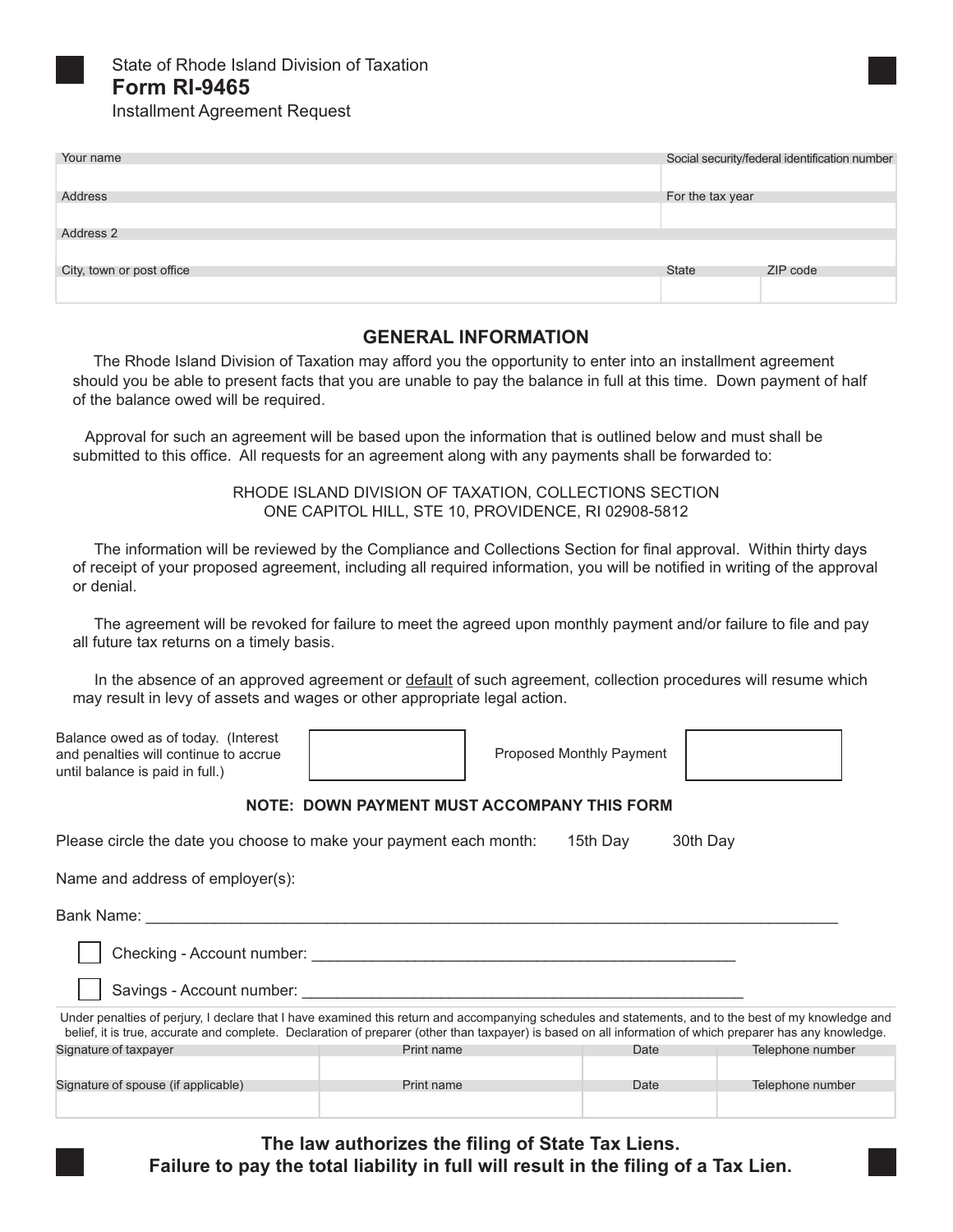State of Rhode Island Division of Taxation

# Form RI-9465

Installment Agreement Request

| Your name | | Social security/federal identification number |
|---|---|---|
| | | |
| Address | | For the tax year |
| | | |
| Address 2 | | |
| | | |
| City, town or post office | State | ZIP code |
| | | |

## GENERAL INFORMATION

The Rhode Island Division of Taxation may afford you the opportunity to enter into an installment agreement should you be able to present facts that you are unable to pay the balance in full at this time. Down payment of half of the balance owed will be required.

Approval for such an agreement will be based upon the information that is outlined below and must shall be submitted to this office. All requests for an agreement along with any payments shall be forwarded to:

RHODE ISLAND DIVISION OF TAXATION, COLLECTIONS SECTION
ONE CAPITOL HILL, STE 10, PROVIDENCE, RI 02908-5812

The information will be reviewed by the Compliance and Collections Section for final approval. Within thirty days of receipt of your proposed agreement, including all required information, you will be notified in writing of the approval or denial.

The agreement will be revoked for failure to meet the agreed upon monthly payment and/or failure to file and pay all future tax returns on a timely basis.

In the absence of an approved agreement or default of such agreement, collection procedures will resume which may result in levy of assets and wages or other appropriate legal action.

| Balance owed as of today. (Interest and penalties will continue to accrue until balance is paid in full.) | | Proposed Monthly Payment | |
|---|---|---|---|

**NOTE: DOWN PAYMENT MUST ACCOMPANY THIS FORM**

Please circle the date you choose to make your payment each month: 15th Day 30th Day

Name and address of employer(s):

Bank Name: ___________________________________________________________________________

☐ Checking - Account number: _______________________________________________

☐ Savings - Account number: ________________________________________________

Under penalties of perjury, I declare that I have examined this return and accompanying schedules and statements, and to the best of my knowledge and belief, it is true, accurate and complete. Declaration of preparer (other than taxpayer) is based on all information of which preparer has any knowledge.

| Signature of taxpayer | Print name | Date | Telephone number |
|---|---|---|---|
| | | | |
| Signature of spouse (if applicable) | Print name | Date | Telephone number |
| | | | |

**The law authorizes the filing of State Tax Liens.**
**Failure to pay the total liability in full will result in the filing of a Tax Lien.**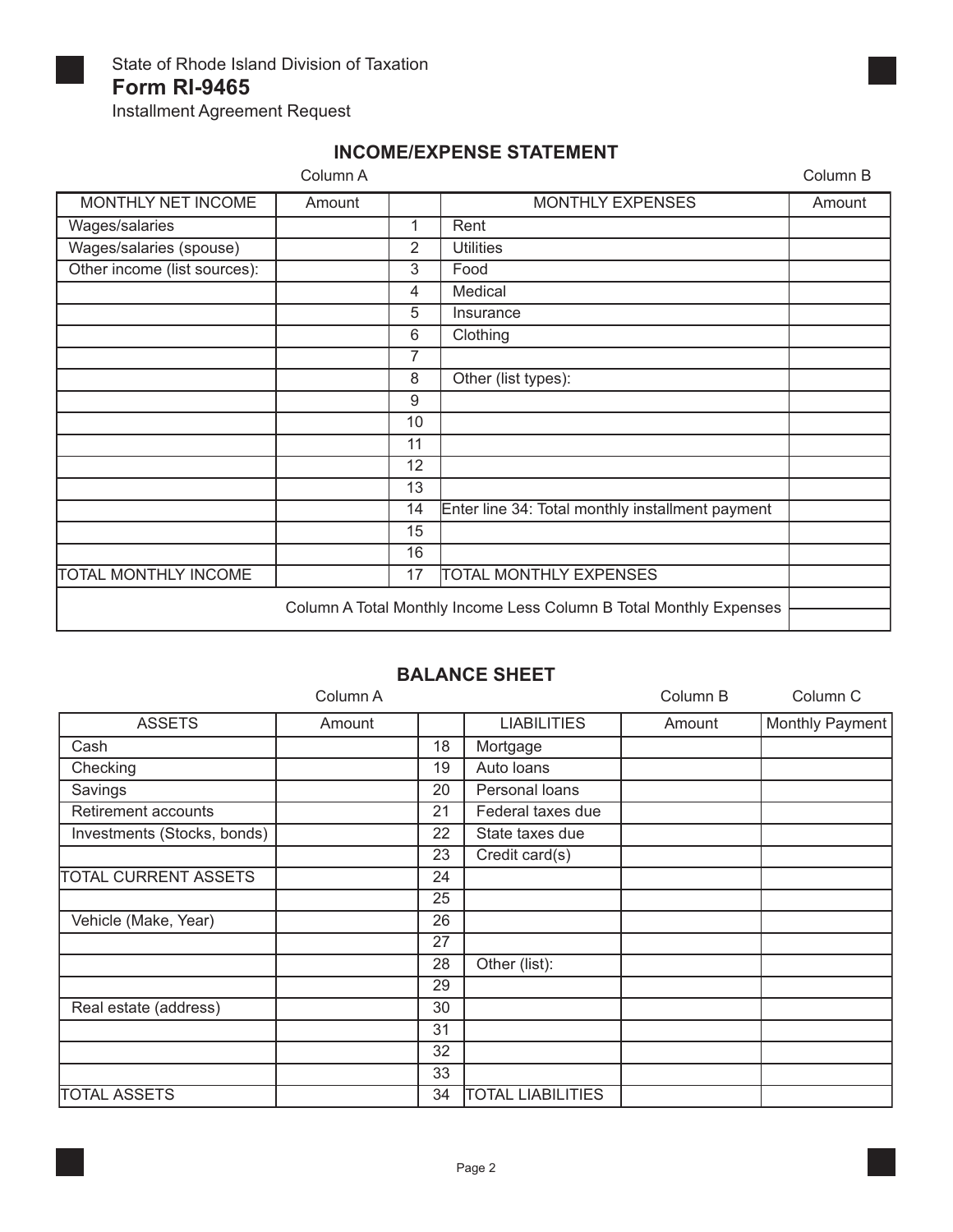State of Rhode Island Division of Taxation

# Form RI-9465

Installment Agreement Request

## INCOME/EXPENSE STATEMENT

| Column A | | | | Column B |
|---|---|---|---|---|
| MONTHLY NET INCOME | Amount | | MONTHLY EXPENSES | Amount |
| Wages/salaries | | 1 | Rent | |
| Wages/salaries (spouse) | | 2 | Utilities | |
| Other income (list sources): | | 3 | Food | |
| | | 4 | Medical | |
| | | 5 | Insurance | |
| | | 6 | Clothing | |
| | | 7 | | |
| | | 8 | Other (list types): | |
| | | 9 | | |
| | | 10 | | |
| | | 11 | | |
| | | 12 | | |
| | | 13 | | |
| | | 14 | Enter line 34: Total monthly installment payment | |
| | | 15 | | |
| | | 16 | | |
| TOTAL MONTHLY INCOME | | 17 | TOTAL MONTHLY EXPENSES | |
| Column A Total Monthly Income Less Column B Total Monthly Expenses | | | | |

## BALANCE SHEET

| Column A | | | | Column B | Column C |
|---|---|---|---|---|---|
| ASSETS | Amount | | LIABILITIES | Amount | Monthly Payment |
| Cash | | 18 | Mortgage | | |
| Checking | | 19 | Auto loans | | |
| Savings | | 20 | Personal loans | | |
| Retirement accounts | | 21 | Federal taxes due | | |
| Investments (Stocks, bonds) | | 22 | State taxes due | | |
| | | 23 | Credit card(s) | | |
| TOTAL CURRENT ASSETS | | 24 | | | |
| | | 25 | | | |
| Vehicle (Make, Year) | | 26 | | | |
| | | 27 | | | |
| | | 28 | Other (list): | | |
| | | 29 | | | |
| Real estate (address) | | 30 | | | |
| | | 31 | | | |
| | | 32 | | | |
| | | 33 | | | |
| TOTAL ASSETS | | 34 | TOTAL LIABILITIES | | |